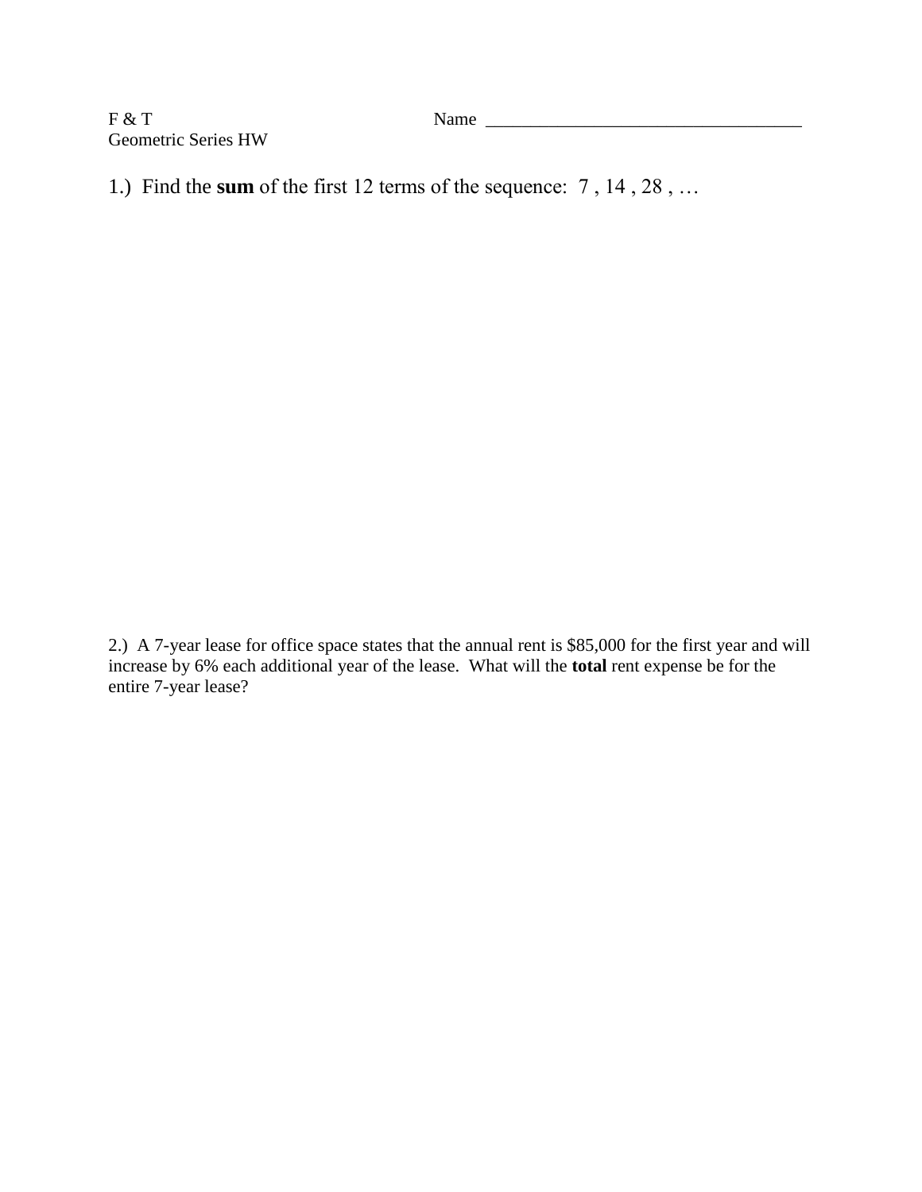F & T

Geometric Series HW

Name ___________________________________

1.) Find the **sum** of the first 12 terms of the sequence: 7 , 14 , 28 , …

2.) A 7-year lease for office space states that the annual rent is $85,000 for the first year and will increase by 6% each additional year of the lease. What will the **total** rent expense be for the entire 7-year lease?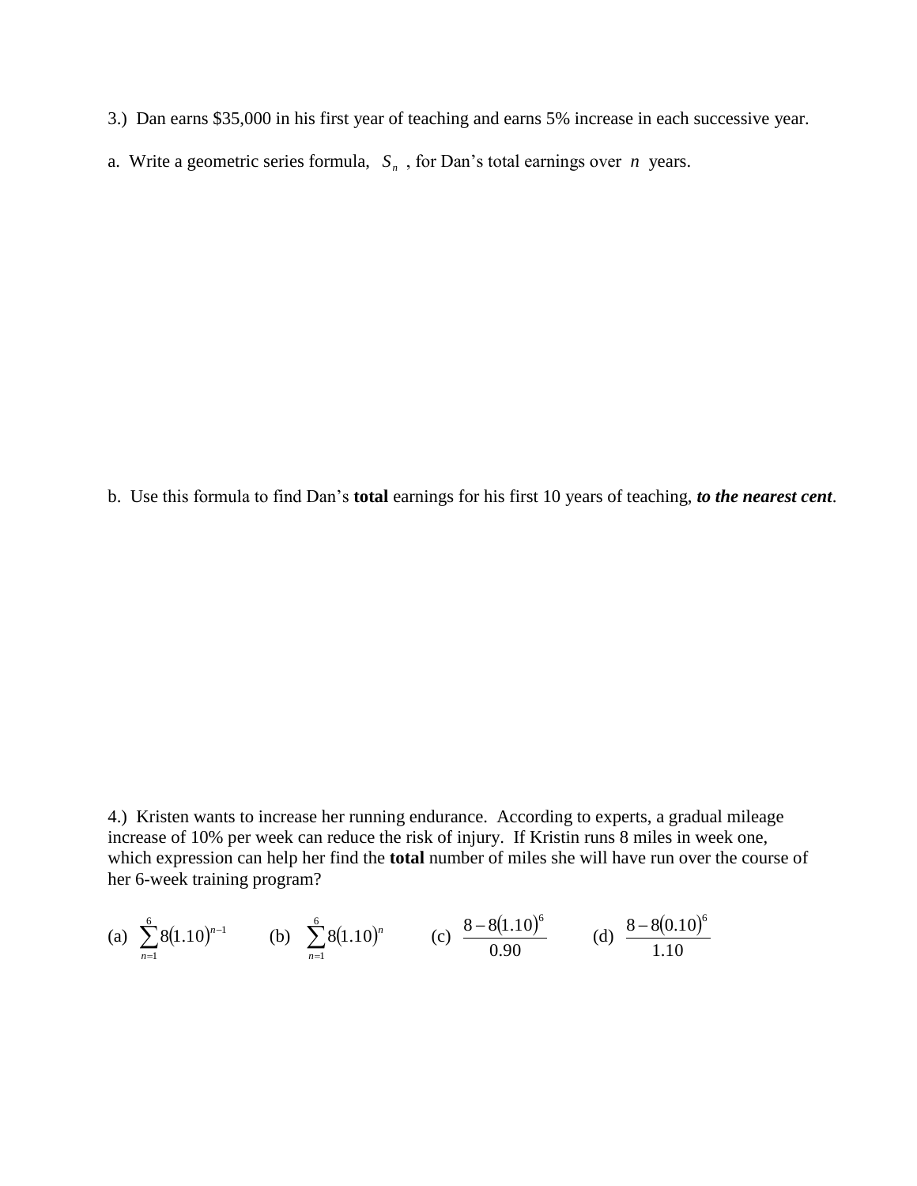3.) Dan earns $35,000 in his first year of teaching and earns 5% increase in each successive year.

a. Write a geometric series formula, $S_n$, for Dan's total earnings over $n$ years.

b. Use this formula to find Dan's **total** earnings for his first 10 years of teaching, ***to the nearest cent***.

4.) Kristen wants to increase her running endurance. According to experts, a gradual mileage increase of 10% per week can reduce the risk of injury. If Kristin runs 8 miles in week one, which expression can help her find the **total** number of miles she will have run over the course of her 6-week training program?

(a) $\sum_{n=1}^{6} 8(1.10)^{n-1}$ (b) $\sum_{n=1}^{6} 8(1.10)^{n}$ (c) $\dfrac{8-8(1.10)^6}{0.90}$ (d) $\dfrac{8-8(0.10)^6}{1.10}$